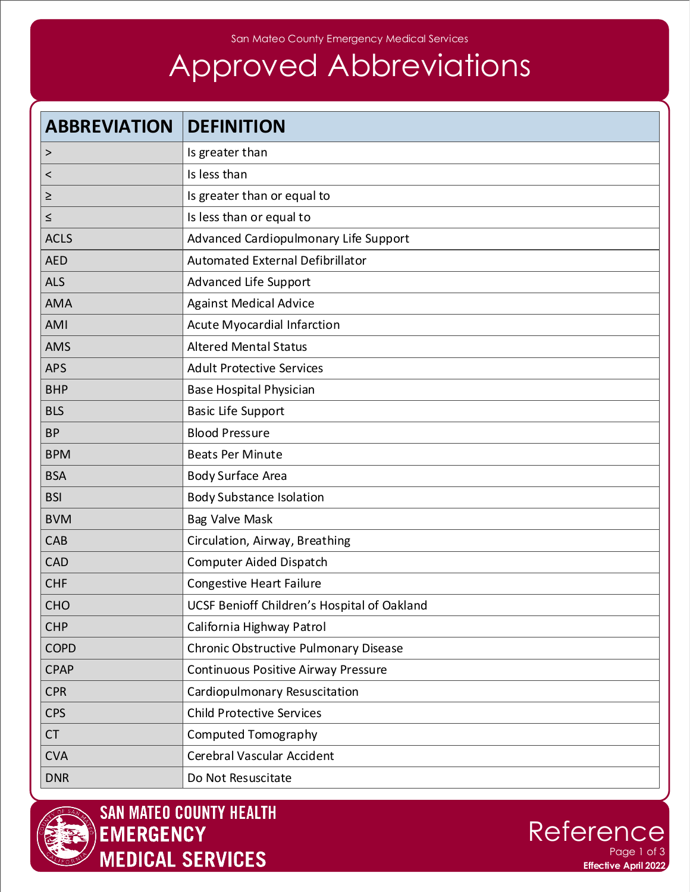San Mateo County Emergency Medical Services

# Approved Abbreviations

| ABBREVIATION | DEFINITION |
|---|---|
| > | Is greater than |
| < | Is less than |
| ≥ | Is greater than or equal to |
| ≤ | Is less than or equal to |
| ACLS | Advanced Cardiopulmonary Life Support |
| AED | Automated External Defibrillator |
| ALS | Advanced Life Support |
| AMA | Against Medical Advice |
| AMI | Acute Myocardial Infarction |
| AMS | Altered Mental Status |
| APS | Adult Protective Services |
| BHP | Base Hospital Physician |
| BLS | Basic Life Support |
| BP | Blood Pressure |
| BPM | Beats Per Minute |
| BSA | Body Surface Area |
| BSI | Body Substance Isolation |
| BVM | Bag Valve Mask |
| CAB | Circulation, Airway, Breathing |
| CAD | Computer Aided Dispatch |
| CHF | Congestive Heart Failure |
| CHO | UCSF Benioff Children's Hospital of Oakland |
| CHP | California Highway Patrol |
| COPD | Chronic Obstructive Pulmonary Disease |
| CPAP | Continuous Positive Airway Pressure |
| CPR | Cardiopulmonary Resuscitation |
| CPS | Child Protective Services |
| CT | Computed Tomography |
| CVA | Cerebral Vascular Accident |
| DNR | Do Not Resuscitate |

SAN MATEO COUNTY HEALTH
EMERGENCY MEDICAL SERVICES

Reference

Effective April 2022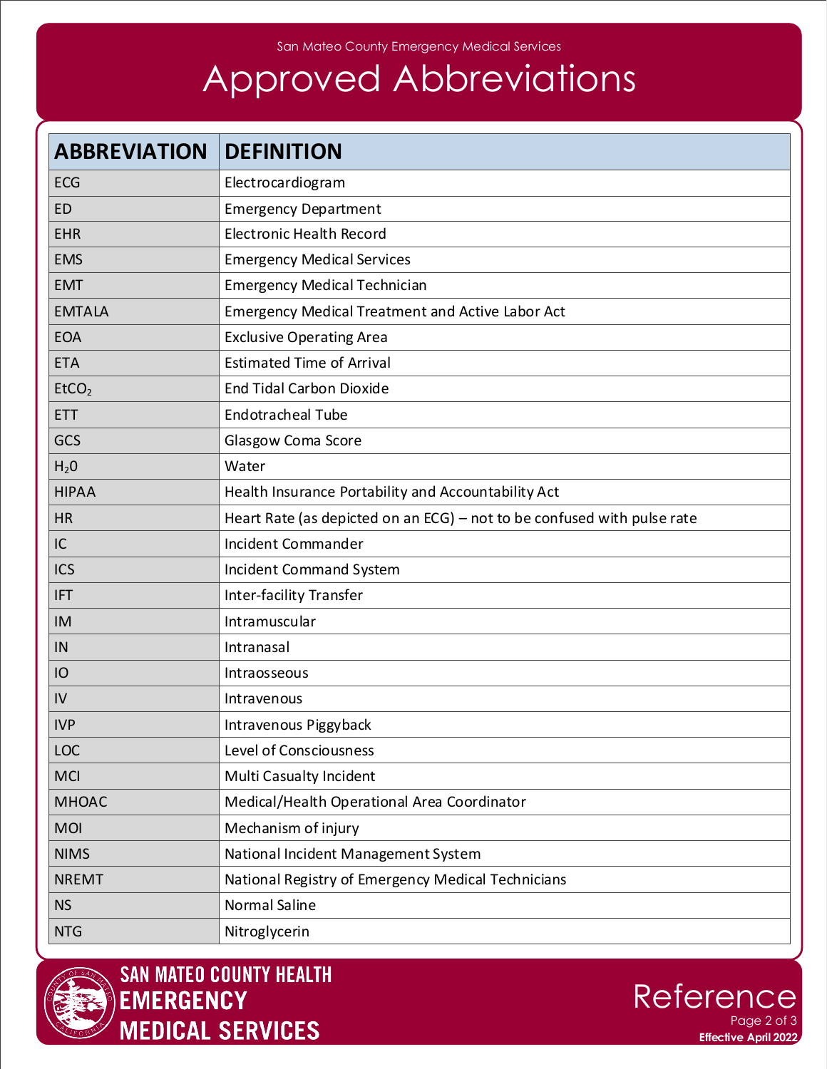# Approved Abbreviations

| ABBREVIATION | DEFINITION |
|---|---|
| ECG | Electrocardiogram |
| ED | Emergency Department |
| EHR | Electronic Health Record |
| EMS | Emergency Medical Services |
| EMT | Emergency Medical Technician |
| EMTALA | Emergency Medical Treatment and Active Labor Act |
| EOA | Exclusive Operating Area |
| ETA | Estimated Time of Arrival |
| $EtCO_2$ | End Tidal Carbon Dioxide |
| ETT | Endotracheal Tube |
| GCS | Glasgow Coma Score |
| $H_20$ | Water |
| HIPAA | Health Insurance Portability and Accountability Act |
| HR | Heart Rate (as depicted on an ECG) – not to be confused with pulse rate |
| IC | Incident Commander |
| ICS | Incident Command System |
| IFT | Inter-facility Transfer |
| IM | Intramuscular |
| IN | Intranasal |
| IO | Intraosseous |
| IV | Intravenous |
| IVP | Intravenous Piggyback |
| LOC | Level of Consciousness |
| MCI | Multi Casualty Incident |
| MHOAC | Medical/Health Operational Area Coordinator |
| MOI | Mechanism of injury |
| NIMS | National Incident Management System |
| NREMT | National Registry of Emergency Medical Technicians |
| NS | Normal Saline |
| NTG | Nitroglycerin |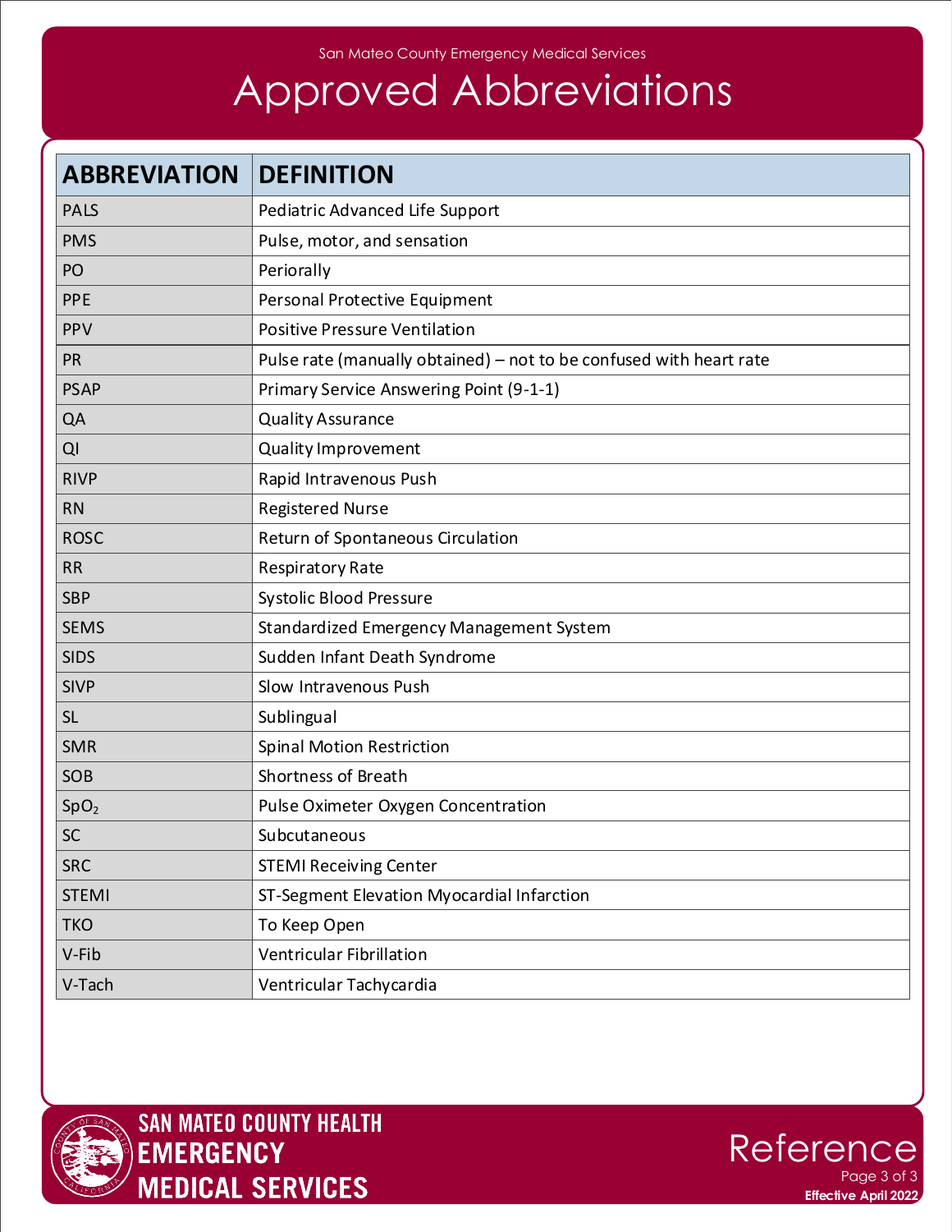San Mateo County Emergency Medical Services

# Approved Abbreviations

| ABBREVIATION | DEFINITION |
|---|---|
| PALS | Pediatric Advanced Life Support |
| PMS | Pulse, motor, and sensation |
| PO | Perioral­ly |
| PPE | Personal Protective Equipment |
| PPV | Positive Pressure Ventilation |
| PR | Pulse rate (manually obtained) – not to be confused with heart rate |
| PSAP | Primary Service Answering Point (9-1-1) |
| QA | Quality Assurance |
| QI | Quality Improvement |
| RIVP | Rapid Intravenous Push |
| RN | Registered Nurse |
| ROSC | Return of Spontaneous Circulation |
| RR | Respiratory Rate |
| SBP | Systolic Blood Pressure |
| SEMS | Standardized Emergency Management System |
| SIDS | Sudden Infant Death Syndrome |
| SIVP | Slow Intravenous Push |
| SL | Sublingual |
| SMR | Spinal Motion Restriction |
| SOB | Shortness of Breath |
| $SpO_2$ | Pulse Oximeter Oxygen Concentration |
| SC | Subcutaneous |
| SRC | STEMI Receiving Center |
| STEMI | ST-Segment Elevation Myocardial Infarction |
| TKO | To Keep Open |
| V-Fib | Ventricular Fibrillation |
| V-Tach | Ventricular Tachycardia |

SAN MATEO COUNTY HEALTH
EMERGENCY MEDICAL SERVICES

Reference

Effective April 2022